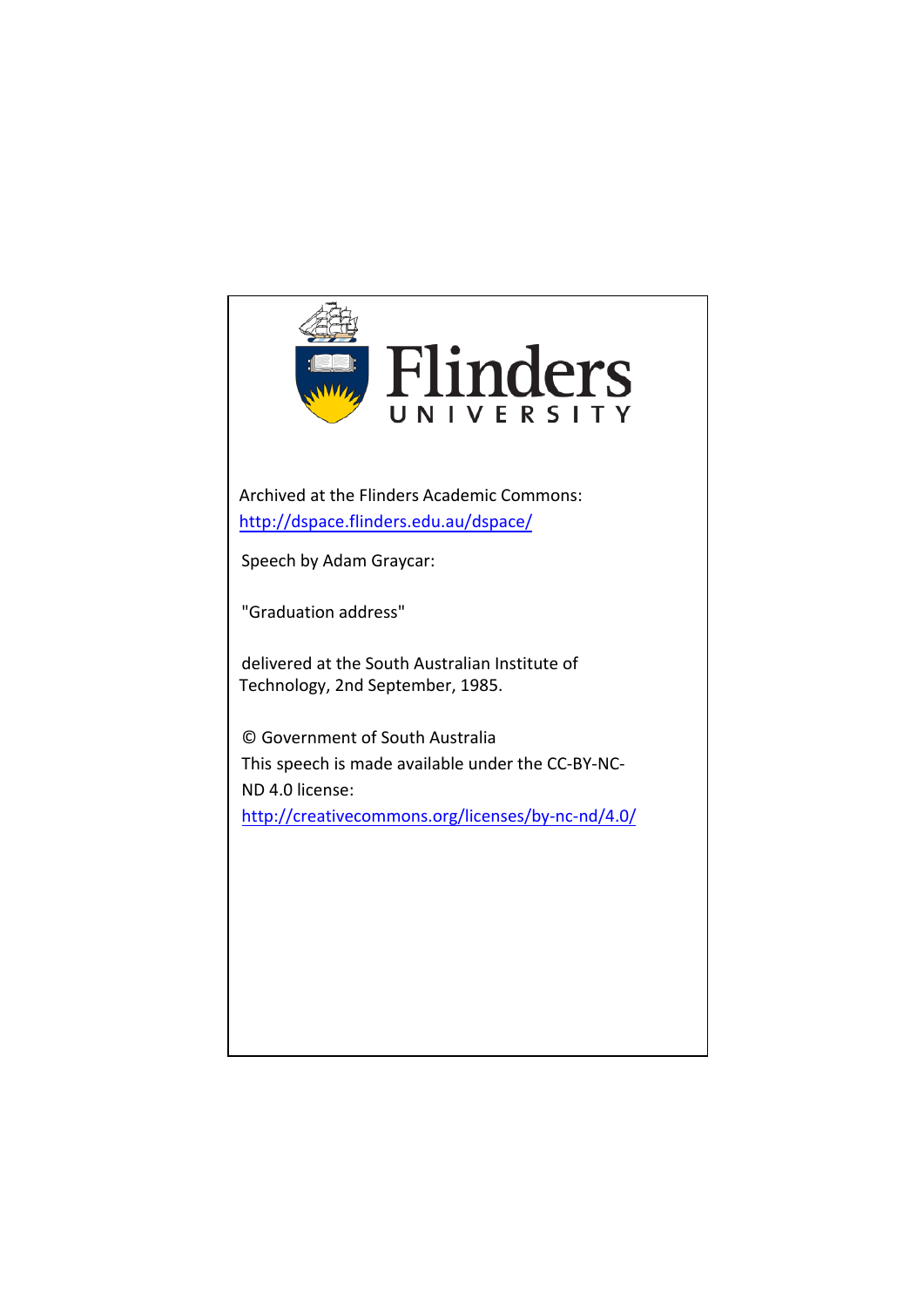Flinders
UNIVERSITY

Archived at the Flinders Academic Commons:
http://dspace.flinders.edu.au/dspace/

Speech by Adam Graycar:

"Graduation address"

delivered at the South Australian Institute of Technology, 2nd September, 1985.

© Government of South Australia
This speech is made available under the CC-BY-NC-ND 4.0 license:
http://creativecommons.org/licenses/by-nc-nd/4.0/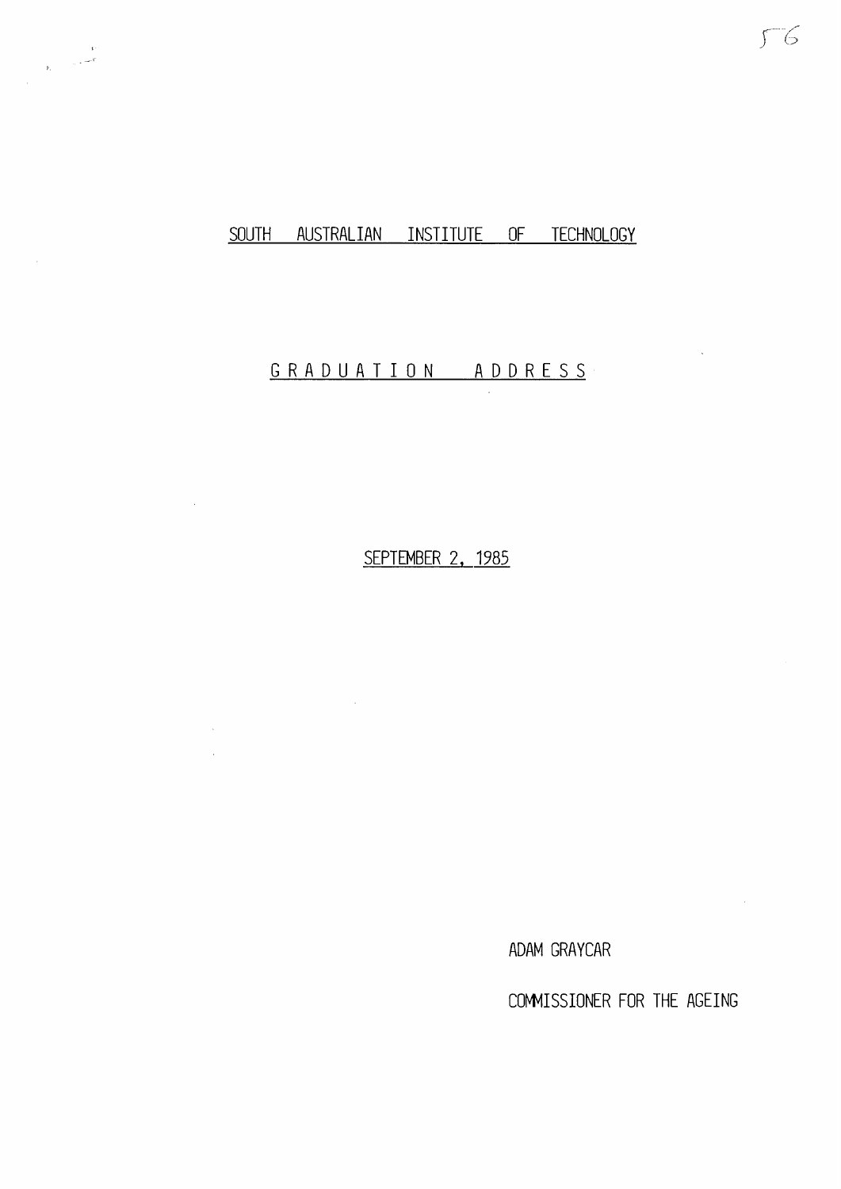# SOUTH AUSTRALIAN INSTITUTE OF TECHNOLOGY

## GRADUATION ADDRESS

SEPTEMBER 2, 1985

ADAM GRAYCAR

COMMISSIONER FOR THE AGEING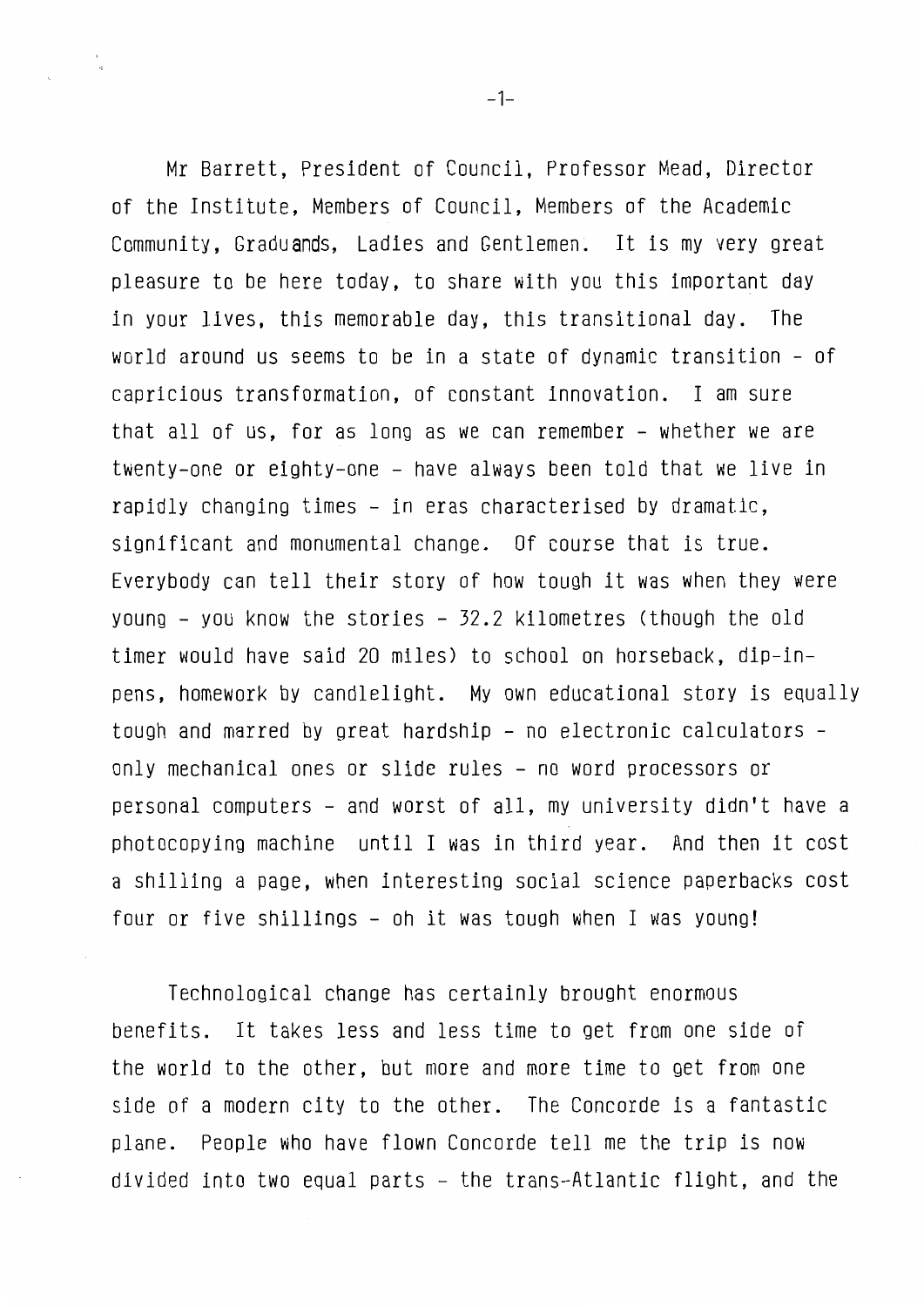Mr Barrett, President of Council, Professor Mead, Director of the Institute, Members of Council, Members of the Academic Community, Graduands, Ladies and Gentlemen. It is my very great pleasure to be here today, to share with you this important day in your lives, this memorable day, this transitional day. The world around us seems to be in a state of dynamic transition - of capricious transformation, of constant innovation. I am sure that all of us, for as long as we can remember - whether we are twenty-one or eighty-one - have always been told that we live in rapidly changing times - in eras characterised by dramatic, significant and monumental change. Of course that is true. Everybody can tell their story of how tough it was when they were young - you know the stories - 32.2 kilometres (though the old timer would have said 20 miles) to school on horseback, dip-in-pens, homework by candlelight. My own educational story is equally tough and marred by great hardship - no electronic calculators - only mechanical ones or slide rules - no word processors or personal computers - and worst of all, my university didn't have a photocopying machine until I was in third year. And then it cost a shilling a page, when interesting social science paperbacks cost four or five shillings - oh it was tough when I was young!

Technological change has certainly brought enormous benefits. It takes less and less time to get from one side of the world to the other, but more and more time to get from one side of a modern city to the other. The Concorde is a fantastic plane. People who have flown Concorde tell me the trip is now divided into two equal parts - the trans-Atlantic flight, and the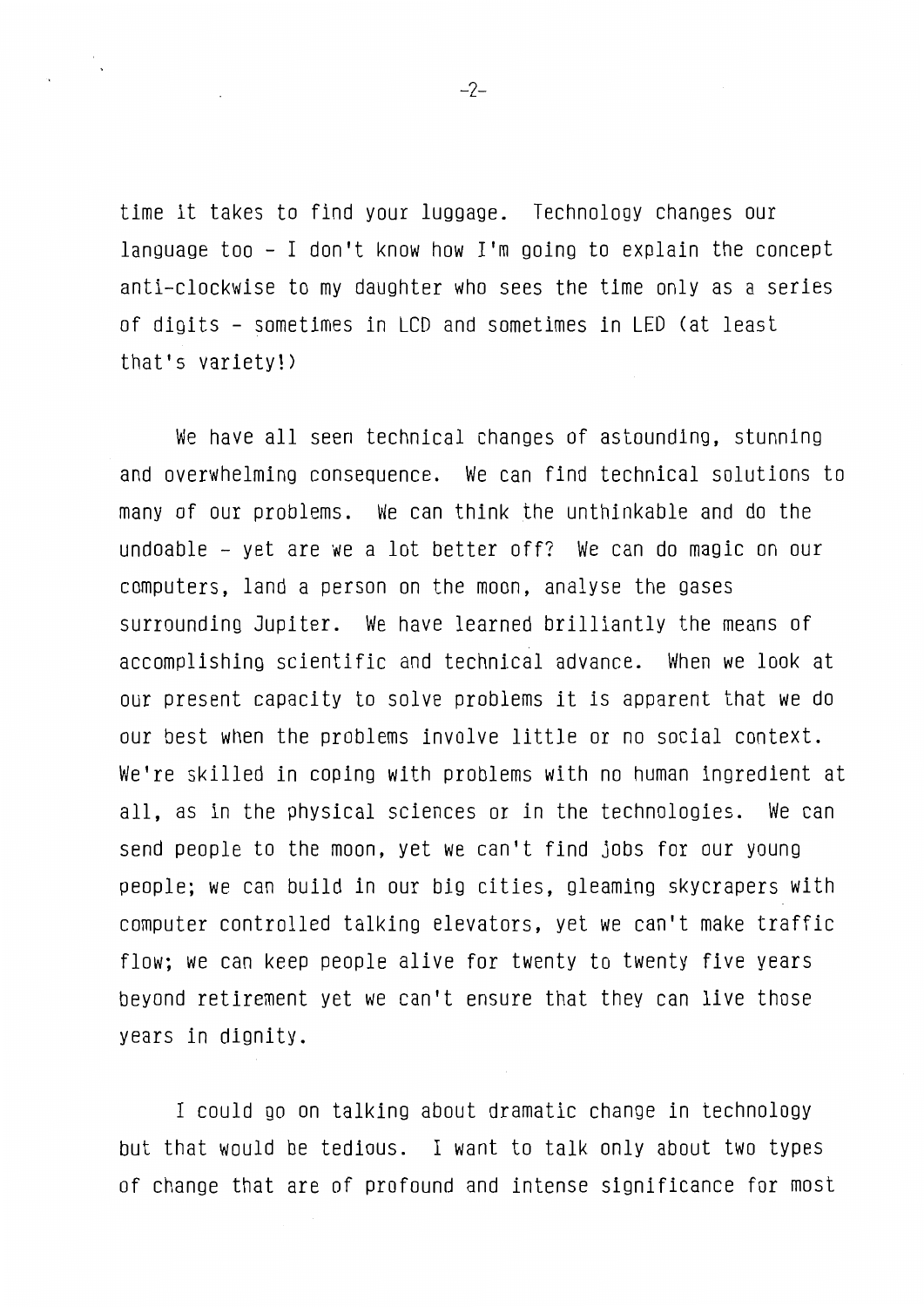time it takes to find your luggage. Technology changes our language too - I don't know how I'm going to explain the concept anti-clockwise to my daughter who sees the time only as a series of digits - sometimes in LCD and sometimes in LED (at least that's variety!)

We have all seen technical changes of astounding, stunning and overwhelming consequence. We can find technical solutions to many of our problems. We can think the unthinkable and do the undoable - yet are we a lot better off? We can do magic on our computers, land a person on the moon, analyse the gases surrounding Jupiter. We have learned brilliantly the means of accomplishing scientific and technical advance. When we look at our present capacity to solve problems it is apparent that we do our best when the problems involve little or no social context. We're skilled in coping with problems with no human ingredient at all, as in the physical sciences or in the technologies. We can send people to the moon, yet we can't find jobs for our young people; we can build in our big cities, gleaming skycrapers with computer controlled talking elevators, yet we can't make traffic flow; we can keep people alive for twenty to twenty five years beyond retirement yet we can't ensure that they can live those years in dignity.

I could go on talking about dramatic change in technology but that would be tedious. I want to talk only about two types of change that are of profound and intense significance for most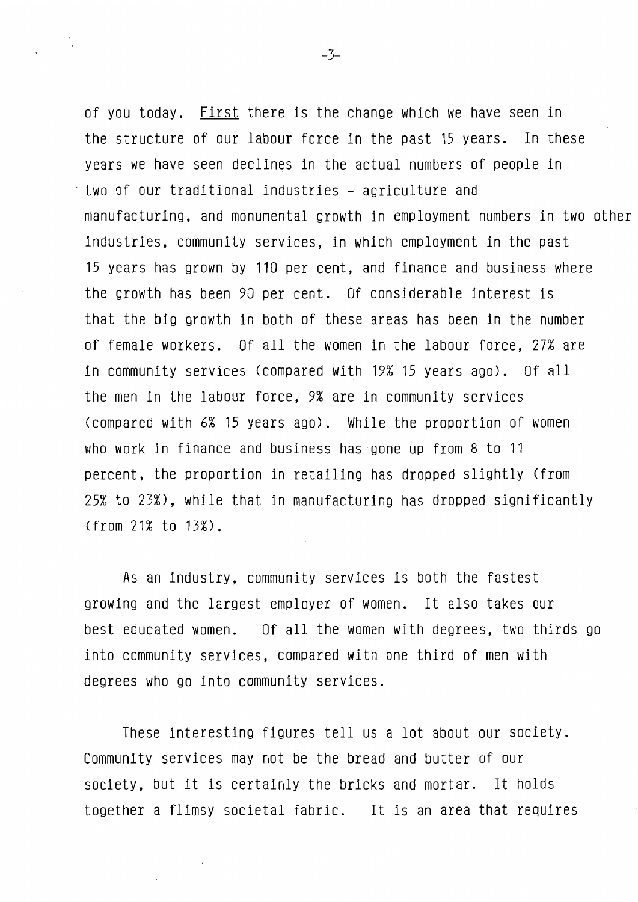of you today. First there is the change which we have seen in the structure of our labour force in the past 15 years. In these years we have seen declines in the actual numbers of people in two of our traditional industries - agriculture and manufacturing, and monumental growth in employment numbers in two other industries, community services, in which employment in the past 15 years has grown by 110 per cent, and finance and business where the growth has been 90 per cent. Of considerable interest is that the big growth in both of these areas has been in the number of female workers. Of all the women in the labour force, 27% are in community services (compared with 19% 15 years ago). Of all the men in the labour force, 9% are in community services (compared with 6% 15 years ago). While the proportion of women who work in finance and business has gone up from 8 to 11 percent, the proportion in retailing has dropped slightly (from 25% to 23%), while that in manufacturing has dropped significantly (from 21% to 13%).

As an industry, community services is both the fastest growing and the largest employer of women. It also takes our best educated women. Of all the women with degrees, two thirds go into community services, compared with one third of men with degrees who go into community services.

These interesting figures tell us a lot about our society. Community services may not be the bread and butter of our society, but it is certainly the bricks and mortar. It holds together a flimsy societal fabric. It is an area that requires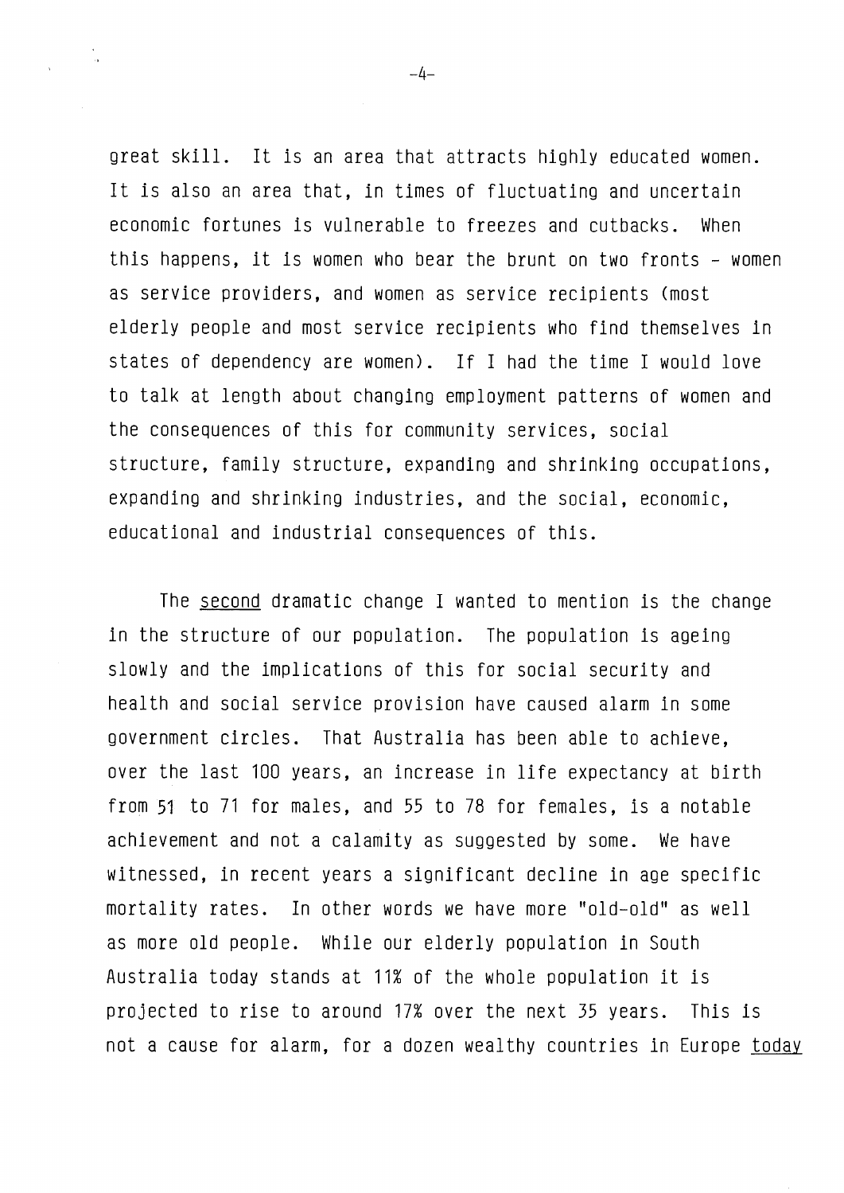great skill. It is an area that attracts highly educated women. It is also an area that, in times of fluctuating and uncertain economic fortunes is vulnerable to freezes and cutbacks. When this happens, it is women who bear the brunt on two fronts - women as service providers, and women as service recipients (most elderly people and most service recipients who find themselves in states of dependency are women). If I had the time I would love to talk at length about changing employment patterns of women and the consequences of this for community services, social structure, family structure, expanding and shrinking occupations, expanding and shrinking industries, and the social, economic, educational and industrial consequences of this.

The second dramatic change I wanted to mention is the change in the structure of our population. The population is ageing slowly and the implications of this for social security and health and social service provision have caused alarm in some government circles. That Australia has been able to achieve, over the last 100 years, an increase in life expectancy at birth from 51 to 71 for males, and 55 to 78 for females, is a notable achievement and not a calamity as suggested by some. We have witnessed, in recent years a significant decline in age specific mortality rates. In other words we have more "old-old" as well as more old people. While our elderly population in South Australia today stands at 11% of the whole population it is projected to rise to around 17% over the next 35 years. This is not a cause for alarm, for a dozen wealthy countries in Europe today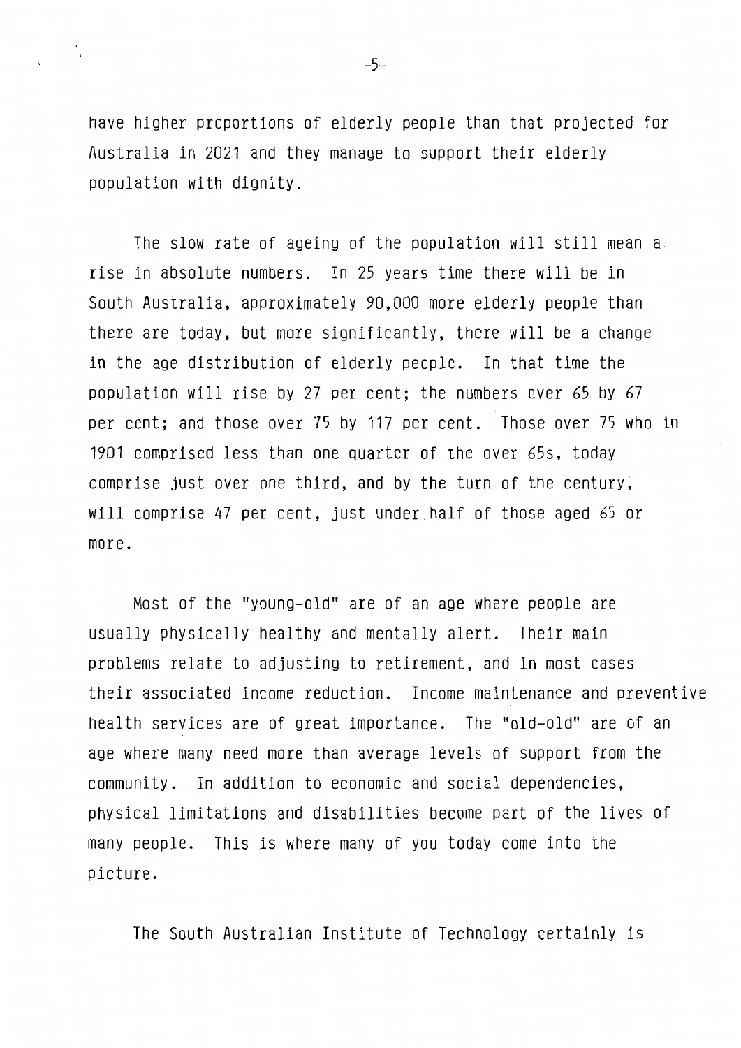have higher proportions of elderly people than that projected for Australia in 2021 and they manage to support their elderly population with dignity.

The slow rate of ageing of the population will still mean a rise in absolute numbers. In 25 years time there will be in South Australia, approximately 90,000 more elderly people than there are today, but more significantly, there will be a change in the age distribution of elderly people. In that time the population will rise by 27 per cent; the numbers over 65 by 67 per cent; and those over 75 by 117 per cent. Those over 75 who in 1901 comprised less than one quarter of the over 65s, today comprise just over one third, and by the turn of the century, will comprise 47 per cent, just under half of those aged 65 or more.

Most of the "young-old" are of an age where people are usually physically healthy and mentally alert. Their main problems relate to adjusting to retirement, and in most cases their associated income reduction. Income maintenance and preventive health services are of great importance. The "old-old" are of an age where many need more than average levels of support from the community. In addition to economic and social dependencies, physical limitations and disabilities become part of the lives of many people. This is where many of you today come into the picture.

The South Australian Institute of Technology certainly is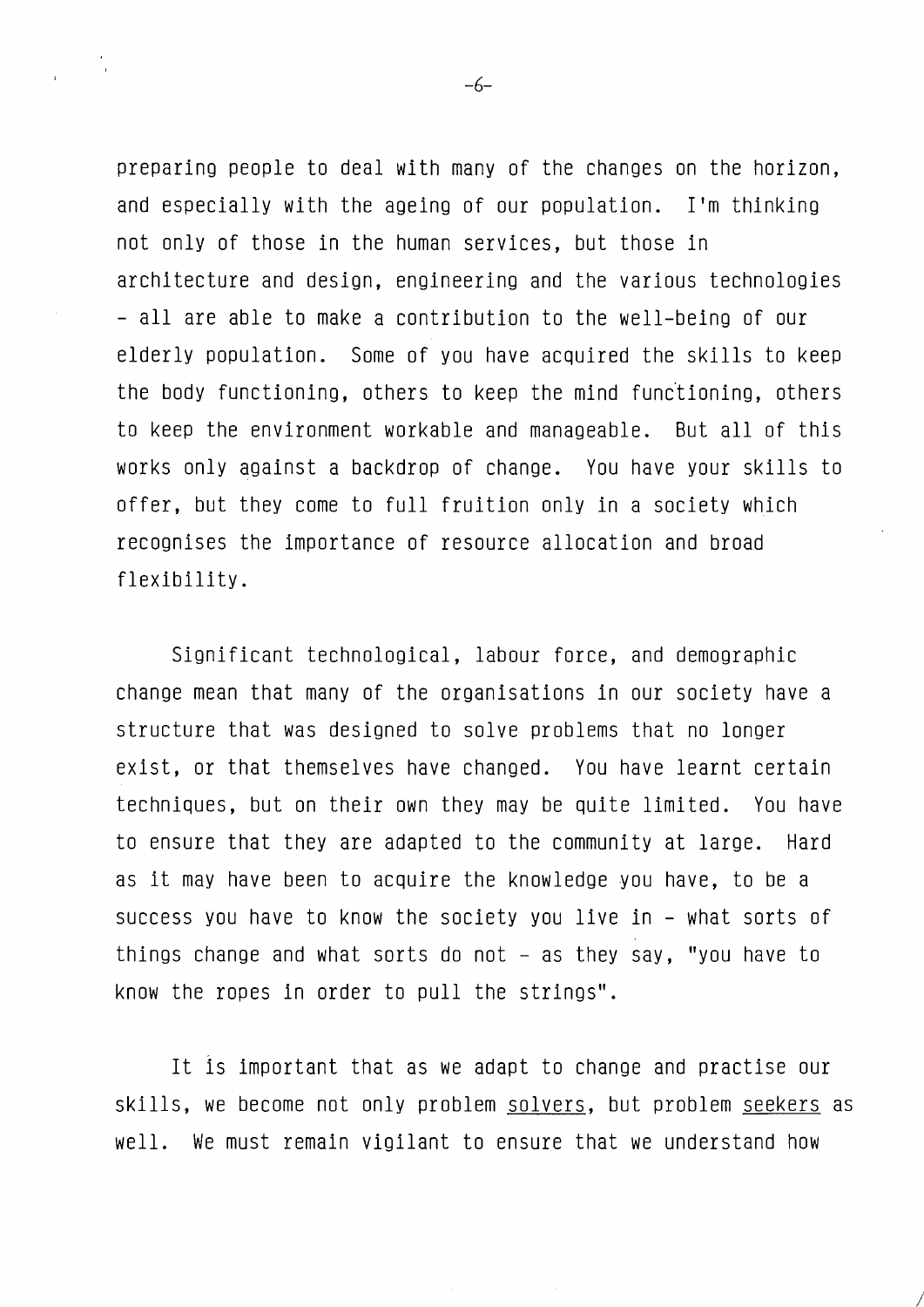preparing people to deal with many of the changes on the horizon, and especially with the ageing of our population. I'm thinking not only of those in the human services, but those in architecture and design, engineering and the various technologies - all are able to make a contribution to the well-being of our elderly population. Some of you have acquired the skills to keep the body functioning, others to keep the mind functioning, others to keep the environment workable and manageable. But all of this works only against a backdrop of change. You have your skills to offer, but they come to full fruition only in a society which recognises the importance of resource allocation and broad flexibility.

Significant technological, labour force, and demographic change mean that many of the organisations in our society have a structure that was designed to solve problems that no longer exist, or that themselves have changed. You have learnt certain techniques, but on their own they may be quite limited. You have to ensure that they are adapted to the community at large. Hard as it may have been to acquire the knowledge you have, to be a success you have to know the society you live in - what sorts of things change and what sorts do not - as they say, "you have to know the ropes in order to pull the strings".

It is important that as we adapt to change and practise our skills, we become not only problem <u>solvers</u>, but problem <u>seekers</u> as well. We must remain vigilant to ensure that we understand how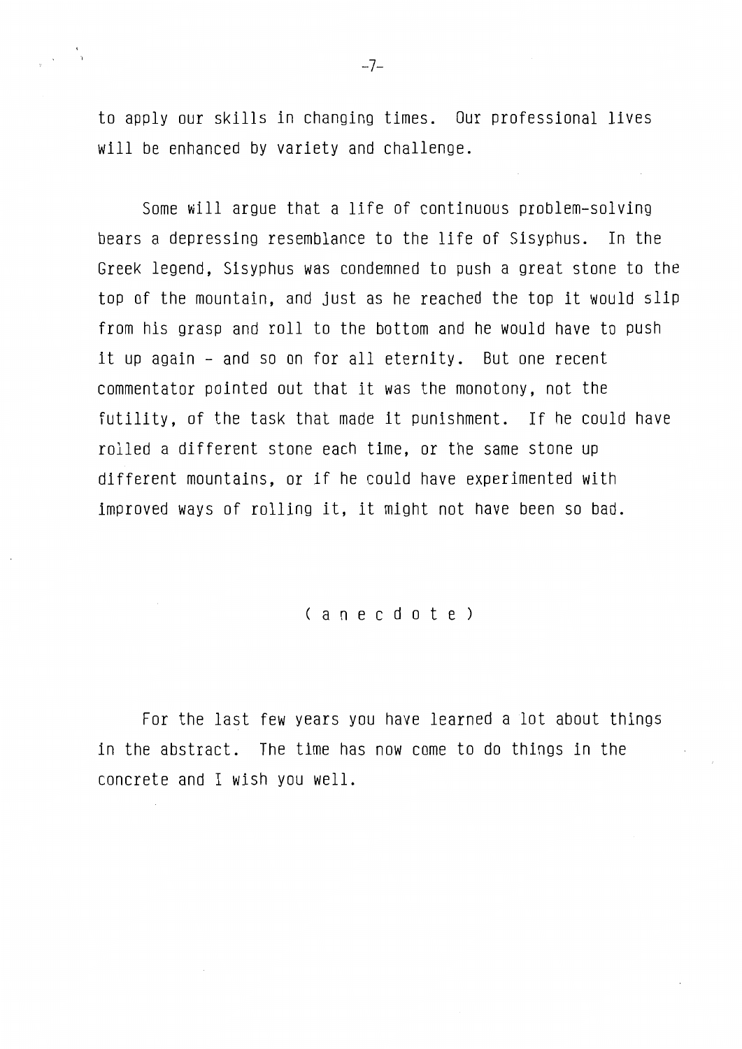to apply our skills in changing times. Our professional lives will be enhanced by variety and challenge.

Some will argue that a life of continuous problem-solving bears a depressing resemblance to the life of Sisyphus. In the Greek legend, Sisyphus was condemned to push a great stone to the top of the mountain, and just as he reached the top it would slip from his grasp and roll to the bottom and he would have to push it up again - and so on for all eternity. But one recent commentator pointed out that it was the monotony, not the futility, of the task that made it punishment. If he could have rolled a different stone each time, or the same stone up different mountains, or if he could have experimented with improved ways of rolling it, it might not have been so bad.

( a n e c d o t e )

For the last few years you have learned a lot about things in the abstract. The time has now come to do things in the concrete and I wish you well.